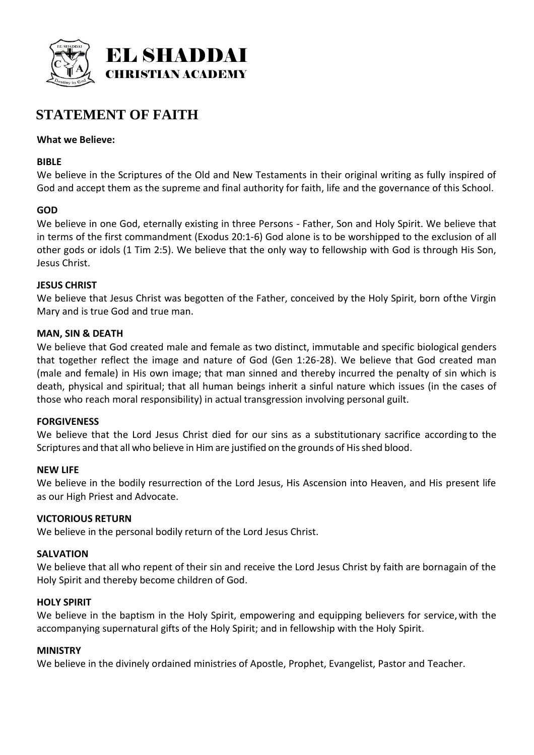EL SHADDAI
CHRISTIAN ACADEMY

# STATEMENT OF FAITH

**What we Believe:**

**BIBLE**

We believe in the Scriptures of the Old and New Testaments in their original writing as fully inspired of God and accept them as the supreme and final authority for faith, life and the governance of this School.

**GOD**

We believe in one God, eternally existing in three Persons - Father, Son and Holy Spirit. We believe that in terms of the first commandment (Exodus 20:1-6) God alone is to be worshipped to the exclusion of all other gods or idols (1 Tim 2:5). We believe that the only way to fellowship with God is through His Son, Jesus Christ.

**JESUS CHRIST**

We believe that Jesus Christ was begotten of the Father, conceived by the Holy Spirit, born ofthe Virgin Mary and is true God and true man.

**MAN, SIN & DEATH**

We believe that God created male and female as two distinct, immutable and specific biological genders that together reflect the image and nature of God (Gen 1:26-28). We believe that God created man (male and female) in His own image; that man sinned and thereby incurred the penalty of sin which is death, physical and spiritual; that all human beings inherit a sinful nature which issues (in the cases of those who reach moral responsibility) in actual transgression involving personal guilt.

**FORGIVENESS**

We believe that the Lord Jesus Christ died for our sins as a substitutionary sacrifice according to the Scriptures and that all who believe in Him are justified on the grounds of His shed blood.

**NEW LIFE**

We believe in the bodily resurrection of the Lord Jesus, His Ascension into Heaven, and His present life as our High Priest and Advocate.

**VICTORIOUS RETURN**

We believe in the personal bodily return of the Lord Jesus Christ.

**SALVATION**

We believe that all who repent of their sin and receive the Lord Jesus Christ by faith are bornagain of the Holy Spirit and thereby become children of God.

**HOLY SPIRIT**

We believe in the baptism in the Holy Spirit, empowering and equipping believers for service, with the accompanying supernatural gifts of the Holy Spirit; and in fellowship with the Holy Spirit.

**MINISTRY**

We believe in the divinely ordained ministries of Apostle, Prophet, Evangelist, Pastor and Teacher.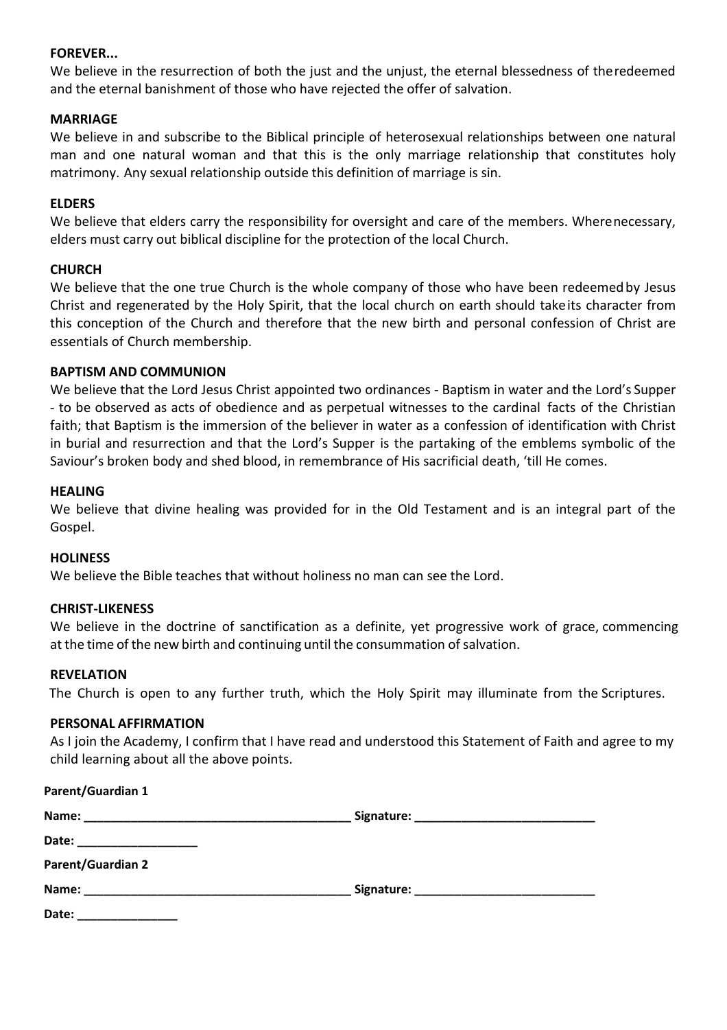**FOREVER...**

We believe in the resurrection of both the just and the unjust, the eternal blessedness of the redeemed and the eternal banishment of those who have rejected the offer of salvation.

**MARRIAGE**

We believe in and subscribe to the Biblical principle of heterosexual relationships between one natural man and one natural woman and that this is the only marriage relationship that constitutes holy matrimony. Any sexual relationship outside this definition of marriage is sin.

**ELDERS**

We believe that elders carry the responsibility for oversight and care of the members. Where necessary, elders must carry out biblical discipline for the protection of the local Church.

**CHURCH**

We believe that the one true Church is the whole company of those who have been redeemed by Jesus Christ and regenerated by the Holy Spirit, that the local church on earth should take its character from this conception of the Church and therefore that the new birth and personal confession of Christ are essentials of Church membership.

**BAPTISM AND COMMUNION**

We believe that the Lord Jesus Christ appointed two ordinances - Baptism in water and the Lord's Supper - to be observed as acts of obedience and as perpetual witnesses to the cardinal facts of the Christian faith; that Baptism is the immersion of the believer in water as a confession of identification with Christ in burial and resurrection and that the Lord's Supper is the partaking of the emblems symbolic of the Saviour's broken body and shed blood, in remembrance of His sacrificial death, 'till He comes.

**HEALING**

We believe that divine healing was provided for in the Old Testament and is an integral part of the Gospel.

**HOLINESS**

We believe the Bible teaches that without holiness no man can see the Lord.

**CHRIST-LIKENESS**

We believe in the doctrine of sanctification as a definite, yet progressive work of grace, commencing at the time of the new birth and continuing until the consummation of salvation.

**REVELATION**

The Church is open to any further truth, which the Holy Spirit may illuminate from the Scriptures.

**PERSONAL AFFIRMATION**

As I join the Academy, I confirm that I have read and understood this Statement of Faith and agree to my child learning about all the above points.

**Parent/Guardian 1**

**Name:** ________________________________________ **Signature:** ___________________________

**Date:** __________________

**Parent/Guardian 2**

**Name:** ________________________________________ **Signature:** ___________________________

**Date:** _______________